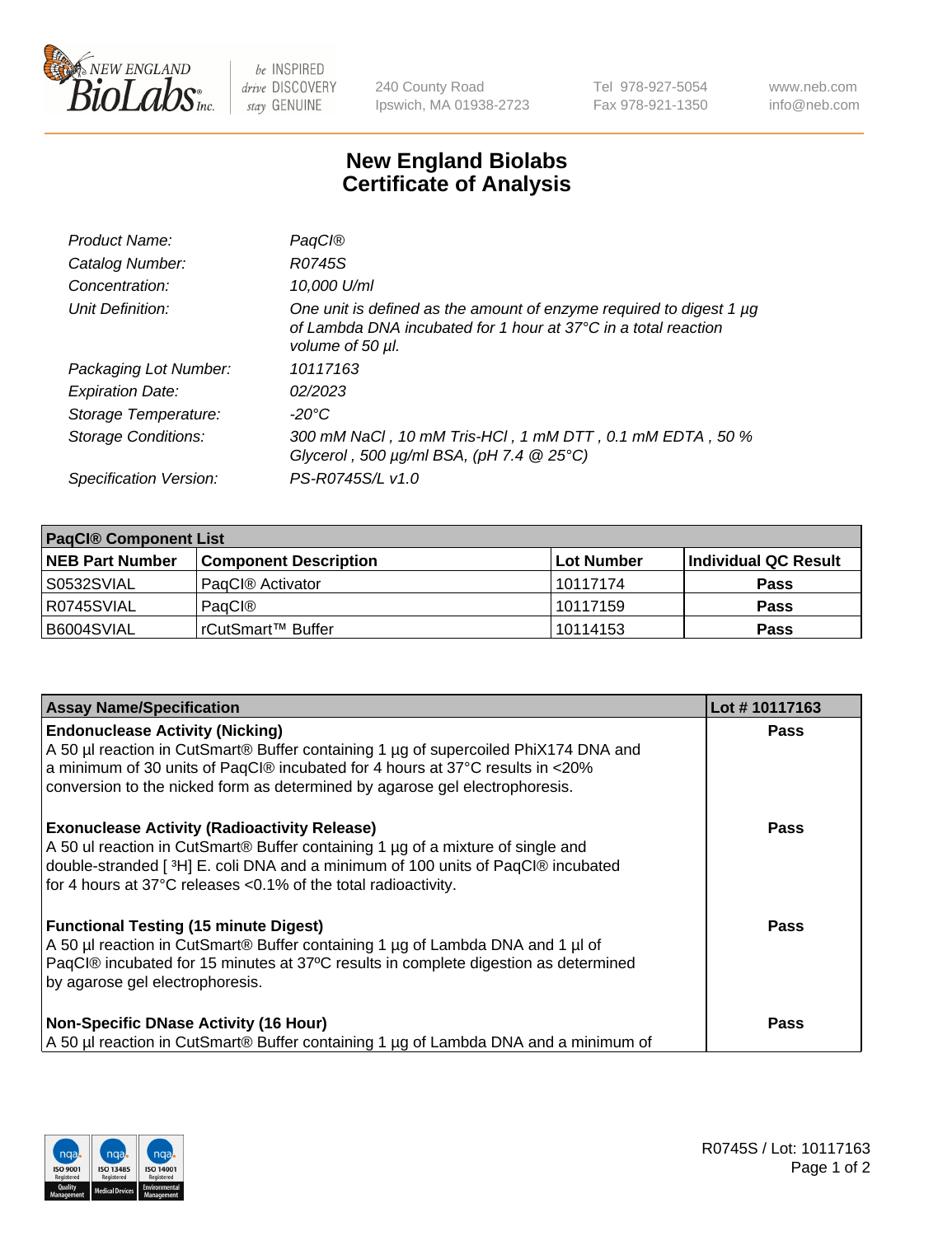# New England Biolabs Certificate of Analysis

| | |
|---|---|
| *Product Name:* | *PaqCI®* |
| *Catalog Number:* | *R0745S* |
| *Concentration:* | *10,000 U/ml* |
| *Unit Definition:* | *One unit is defined as the amount of enzyme required to digest 1 µg of Lambda DNA incubated for 1 hour at 37°C in a total reaction volume of 50 µl.* |
| *Packaging Lot Number:* | *10117163* |
| *Expiration Date:* | *02/2023* |
| *Storage Temperature:* | *-20°C* |
| *Storage Conditions:* | *300 mM NaCl , 10 mM Tris-HCl , 1 mM DTT , 0.1 mM EDTA , 50 % Glycerol , 500 µg/ml BSA, (pH 7.4 @ 25°C)* |
| *Specification Version:* | *PS-R0745S/L v1.0* |

| **PaqCI® Component List** | | | |
|---|---|---|---|
| **NEB Part Number** | **Component Description** | **Lot Number** | **Individual QC Result** |
| S0532SVIAL | PaqCI® Activator | 10117174 | **Pass** |
| R0745SVIAL | PaqCI® | 10117159 | **Pass** |
| B6004SVIAL | rCutSmart™ Buffer | 10114153 | **Pass** |

| **Assay Name/Specification** | **Lot # 10117163** |
|---|---|
| **Endonuclease Activity (Nicking)**<br>A 50 µl reaction in CutSmart® Buffer containing 1 µg of supercoiled PhiX174 DNA and a minimum of 30 units of PaqCI® incubated for 4 hours at 37°C results in <20% conversion to the nicked form as determined by agarose gel electrophoresis. | **Pass** |
| **Exonuclease Activity (Radioactivity Release)**<br>A 50 ul reaction in CutSmart® Buffer containing 1 µg of a mixture of single and double-stranded [ $^3$H] E. coli DNA and a minimum of 100 units of PaqCI® incubated for 4 hours at 37°C releases <0.1% of the total radioactivity. | **Pass** |
| **Functional Testing (15 minute Digest)**<br>A 50 µl reaction in CutSmart® Buffer containing 1 µg of Lambda DNA and 1 µl of PaqCI® incubated for 15 minutes at 37ºC results in complete digestion as determined by agarose gel electrophoresis. | **Pass** |
| **Non-Specific DNase Activity (16 Hour)**<br>A 50 µl reaction in CutSmart® Buffer containing 1 µg of Lambda DNA and a minimum of | **Pass** |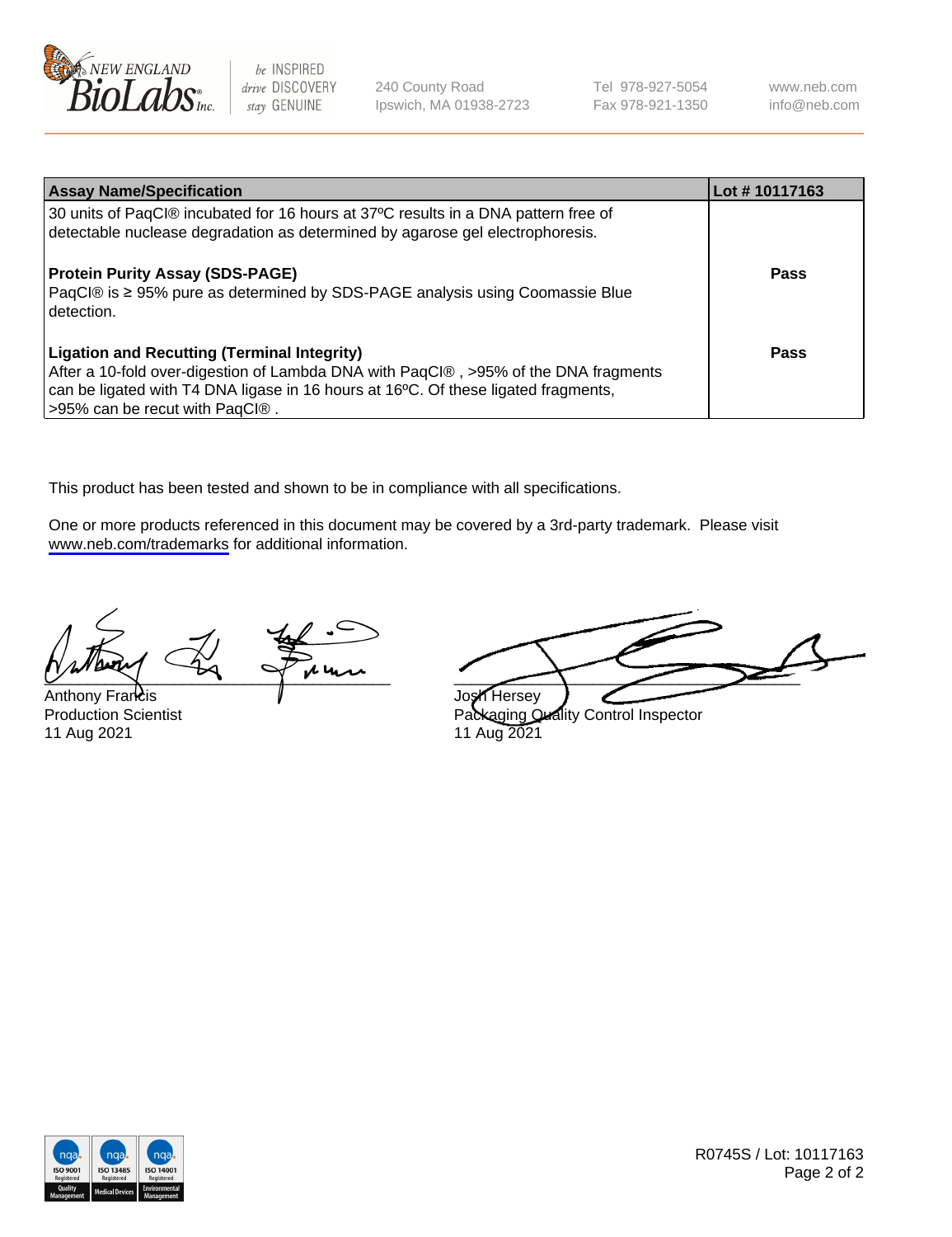| Assay Name/Specification | Lot # 10117163 |
|---|---|
| 30 units of PaqCI® incubated for 16 hours at 37ºC results in a DNA pattern free of detectable nuclease degradation as determined by agarose gel electrophoresis. | |
| **Protein Purity Assay (SDS-PAGE)**<br>PaqCI® is ≥ 95% pure as determined by SDS-PAGE analysis using Coomassie Blue detection. | **Pass** |
| **Ligation and Recutting (Terminal Integrity)**<br>After a 10-fold over-digestion of Lambda DNA with PaqCI® , >95% of the DNA fragments can be ligated with T4 DNA ligase in 16 hours at 16ºC. Of these ligated fragments, >95% can be recut with PaqCI® . | **Pass** |

This product has been tested and shown to be in compliance with all specifications.

One or more products referenced in this document may be covered by a 3rd-party trademark. Please visit www.neb.com/trademarks for additional information.

Anthony Francis
Production Scientist
11 Aug 2021

Josh Hersey
Packaging Quality Control Inspector
11 Aug 2021

R0745S / Lot: 10117163